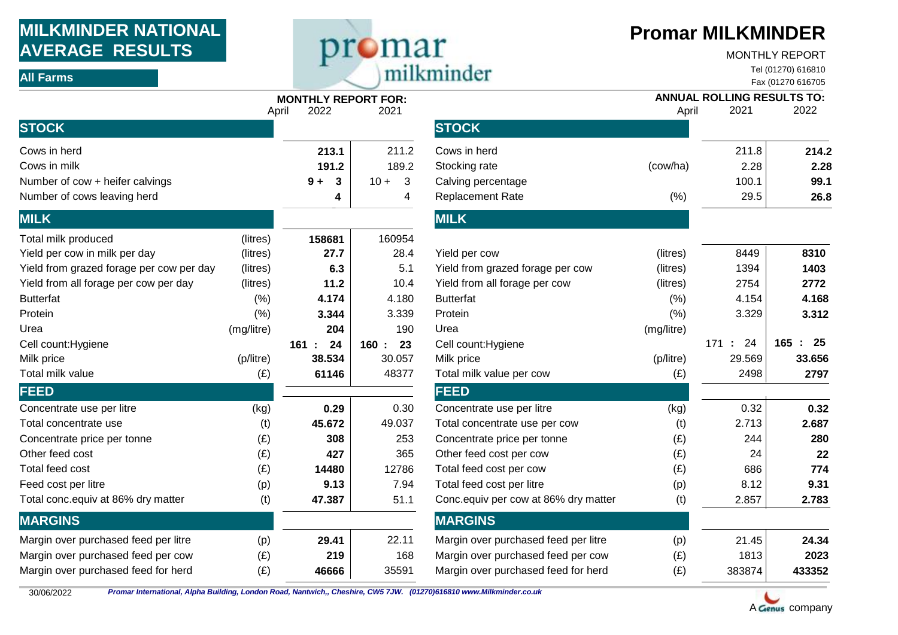# MILKMINDER NATIONAL AVERAGE RESULTS

**All Farms**

## Promar MILKMINDER

MONTHLY REPORT

Tel (01270) 616810

Fax (01270 616705

| MONTHLY REPORT FOR: | | April 2022 | 2021 |
|---|---|---|---|
| **STOCK** | | | |
| Cows in herd | | **213.1** | 211.2 |
| Cows in milk | | **191.2** | 189.2 |
| Number of cow + heifer calvings | | **9 + 3** | 10 + 3 |
| Number of cows leaving herd | | **4** | 4 |
| **MILK** | | | |
| Total milk produced | (litres) | **158681** | 160954 |
| Yield per cow in milk per day | (litres) | **27.7** | 28.4 |
| Yield from grazed forage per cow per day | (litres) | **6.3** | 5.1 |
| Yield from all forage per cow per day | (litres) | **11.2** | 10.4 |
| Butterfat | (%) | **4.174** | 4.180 |
| Protein | (%) | **3.344** | 3.339 |
| Urea | (mg/litre) | **204** | 190 |
| Cell count:Hygiene | | **161 : 24** | **160 : 23** |
| Milk price | (p/litre) | **38.534** | 30.057 |
| Total milk value | (£) | **61146** | 48377 |
| **FEED** | | | |
| Concentrate use per litre | (kg) | **0.29** | 0.30 |
| Total concentrate use | (t) | **45.672** | 49.037 |
| Concentrate price per tonne | (£) | **308** | 253 |
| Other feed cost | (£) | **427** | 365 |
| Total feed cost | (£) | **14480** | 12786 |
| Feed cost per litre | (p) | **9.13** | 7.94 |
| Total conc.equiv at 86% dry matter | (t) | **47.387** | 51.1 |
| **MARGINS** | | | |
| Margin over purchased feed per litre | (p) | **29.41** | 22.11 |
| Margin over purchased feed per cow | (£) | **219** | 168 |
| Margin over purchased feed for herd | (£) | **46666** | 35591 |

| ANNUAL ROLLING RESULTS TO: | | April 2021 | 2022 |
|---|---|---|---|
| **STOCK** | | | |
| Cows in herd | | 211.8 | **214.2** |
| Stocking rate | (cow/ha) | 2.28 | **2.28** |
| Calving percentage | | 100.1 | **99.1** |
| Replacement Rate | (%) | 29.5 | **26.8** |
| **MILK** | | | |
| Yield per cow | (litres) | 8449 | **8310** |
| Yield from grazed forage per cow | (litres) | 1394 | **1403** |
| Yield from all forage per cow | (litres) | 2754 | **2772** |
| Butterfat | (%) | 4.154 | **4.168** |
| Protein | (%) | 3.329 | **3.312** |
| Urea | (mg/litre) | | |
| Cell count:Hygiene | | 171 : 24 | **165 : 25** |
| Milk price | (p/litre) | 29.569 | **33.656** |
| Total milk value per cow | (£) | 2498 | **2797** |
| **FEED** | | | |
| Concentrate use per litre | (kg) | 0.32 | **0.32** |
| Total concentrate use per cow | (t) | 2.713 | **2.687** |
| Concentrate price per tonne | (£) | 244 | **280** |
| Other feed cost per cow | (£) | 24 | **22** |
| Total feed cost per cow | (£) | 686 | **774** |
| Total feed cost per litre | (p) | 8.12 | **9.31** |
| Conc.equiv per cow at 86% dry matter | (t) | 2.857 | **2.783** |
| **MARGINS** | | | |
| Margin over purchased feed per litre | (p) | 21.45 | **24.34** |
| Margin over purchased feed per cow | (£) | 1813 | **2023** |
| Margin over purchased feed for herd | (£) | 383874 | **433352** |

30/06/2022 *Promar International, Alpha Building, London Road, Nantwich,, Cheshire, CW5 7JW. (01270)616810 www.Milkminder.co.uk*

A Genus company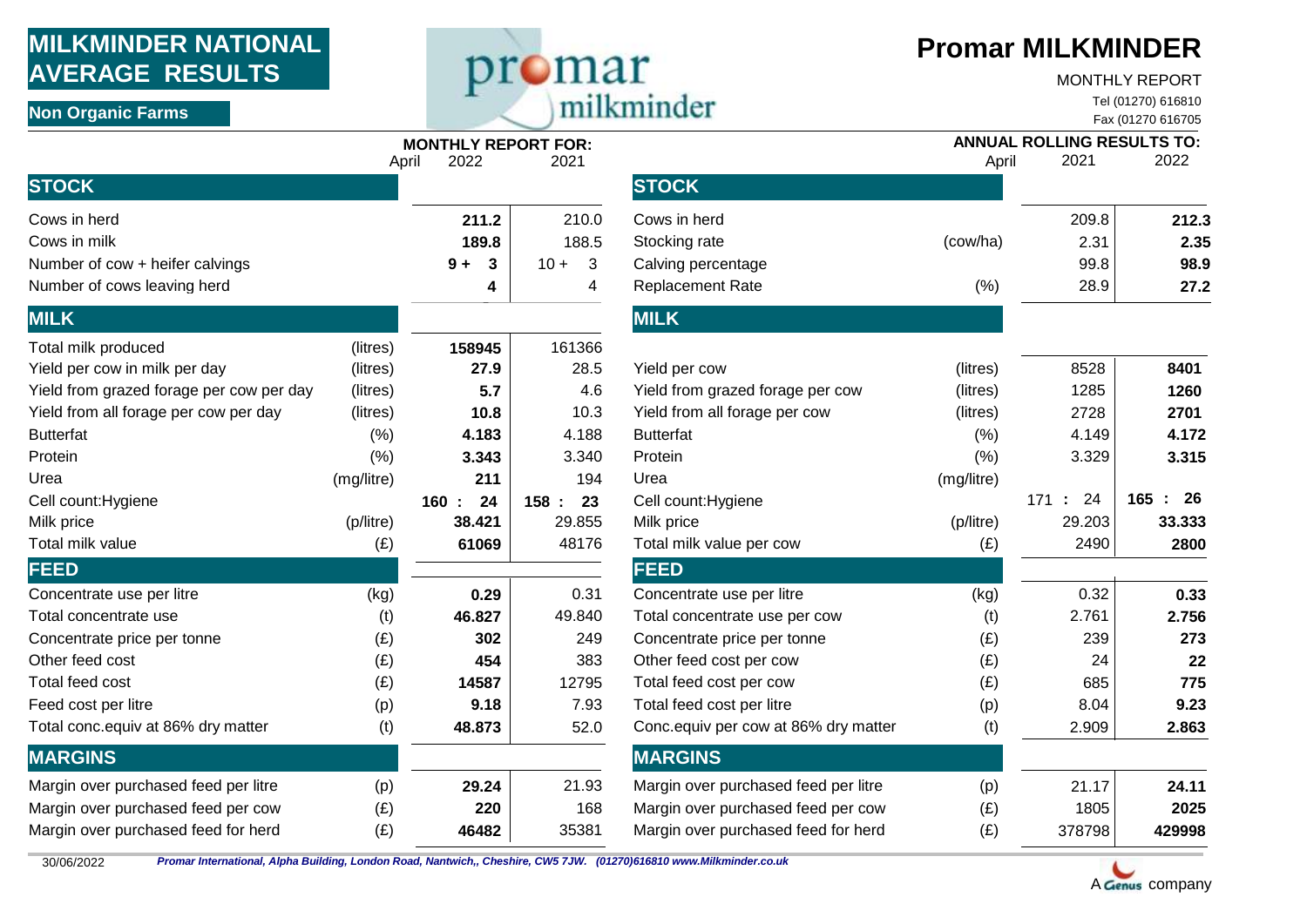# MILKMINDER NATIONAL AVERAGE RESULTS

**Non Organic Farms**

## Promar MILKMINDER

MONTHLY REPORT

Tel (01270) 616810

Fax (01270 616705

### MONTHLY REPORT FOR: April

| | | 2022 | 2021 |
|---|---|---|---|
| **STOCK** | | | |
| Cows in herd | | **211.2** | 210.0 |
| Cows in milk | | **189.8** | 188.5 |
| Number of cow + heifer calvings | | **9 + 3** | 10 + 3 |
| Number of cows leaving herd | | **4** | 4 |
| **MILK** | | | |
| Total milk produced | (litres) | **158945** | 161366 |
| Yield per cow in milk per day | (litres) | **27.9** | 28.5 |
| Yield from grazed forage per cow per day | (litres) | **5.7** | 4.6 |
| Yield from all forage per cow per day | (litres) | **10.8** | 10.3 |
| Butterfat | (%) | **4.183** | 4.188 |
| Protein | (%) | **3.343** | 3.340 |
| Urea | (mg/litre) | **211** | 194 |
| Cell count:Hygiene | | **160 : 24** | **158 : 23** |
| Milk price | (p/litre) | **38.421** | 29.855 |
| Total milk value | (£) | **61069** | 48176 |
| **FEED** | | | |
| Concentrate use per litre | (kg) | **0.29** | 0.31 |
| Total concentrate use | (t) | **46.827** | 49.840 |
| Concentrate price per tonne | (£) | **302** | 249 |
| Other feed cost | (£) | **454** | 383 |
| Total feed cost | (£) | **14587** | 12795 |
| Feed cost per litre | (p) | **9.18** | 7.93 |
| Total conc.equiv at 86% dry matter | (t) | **48.873** | 52.0 |
| **MARGINS** | | | |
| Margin over purchased feed per litre | (p) | **29.24** | 21.93 |
| Margin over purchased feed per cow | (£) | **220** | 168 |
| Margin over purchased feed for herd | (£) | **46482** | 35381 |

### ANNUAL ROLLING RESULTS TO: April

| | | 2021 | 2022 |
|---|---|---|---|
| **STOCK** | | | |
| Cows in herd | | 209.8 | **212.3** |
| Stocking rate | (cow/ha) | 2.31 | **2.35** |
| Calving percentage | | 99.8 | **98.9** |
| Replacement Rate | (%) | 28.9 | **27.2** |
| **MILK** | | | |
| Yield per cow | (litres) | 8528 | **8401** |
| Yield from grazed forage per cow | (litres) | 1285 | **1260** |
| Yield from all forage per cow | (litres) | 2728 | **2701** |
| Butterfat | (%) | 4.149 | **4.172** |
| Protein | (%) | 3.329 | **3.315** |
| Urea | (mg/litre) | | |
| Cell count:Hygiene | | 171 : 24 | **165 : 26** |
| Milk price | (p/litre) | 29.203 | **33.333** |
| Total milk value per cow | (£) | 2490 | **2800** |
| **FEED** | | | |
| Concentrate use per litre | (kg) | 0.32 | **0.33** |
| Total concentrate use per cow | (t) | 2.761 | **2.756** |
| Concentrate price per tonne | (£) | 239 | **273** |
| Other feed cost per cow | (£) | 24 | **22** |
| Total feed cost per cow | (£) | 685 | **775** |
| Total feed cost per litre | (p) | 8.04 | **9.23** |
| Conc.equiv per cow at 86% dry matter | (t) | 2.909 | **2.863** |
| **MARGINS** | | | |
| Margin over purchased feed per litre | (p) | 21.17 | **24.11** |
| Margin over purchased feed per cow | (£) | 1805 | **2025** |
| Margin over purchased feed for herd | (£) | 378798 | **429998** |

30/06/2022 *Promar International, Alpha Building, London Road, Nantwich,, Cheshire, CW5 7JW. (01270)616810 www.Milkminder.co.uk*

A Genus company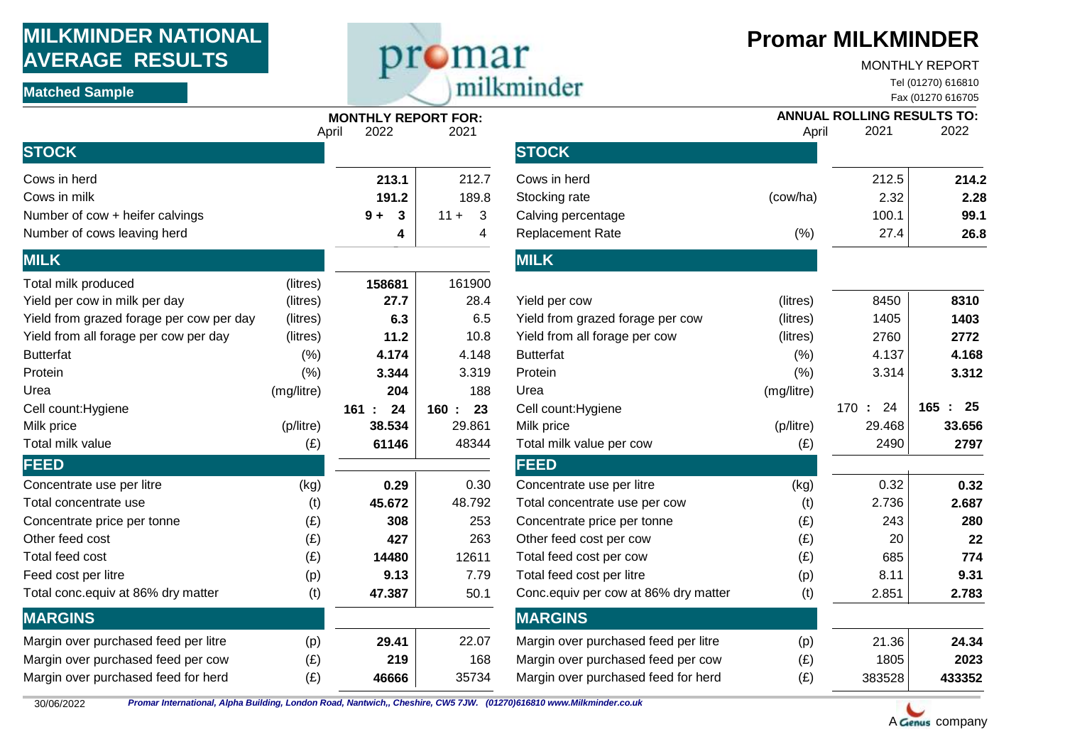# MILKMINDER NATIONAL AVERAGE RESULTS

**Matched Sample**

## Promar MILKMINDER

MONTHLY REPORT

Tel (01270) 616810

Fax (01270 616705

| MONTHLY REPORT FOR: | | April 2022 | 2021 |
|---|---|---|---|
| **STOCK** | | | |
| Cows in herd | | **213.1** | 212.7 |
| Cows in milk | | **191.2** | 189.8 |
| Number of cow + heifer calvings | | **9 + 3** | 11 + 3 |
| Number of cows leaving herd | | **4** | 4 |
| **MILK** | | | |
| Total milk produced | (litres) | **158681** | 161900 |
| Yield per cow in milk per day | (litres) | **27.7** | 28.4 |
| Yield from grazed forage per cow per day | (litres) | **6.3** | 6.5 |
| Yield from all forage per cow per day | (litres) | **11.2** | 10.8 |
| Butterfat | (%) | **4.174** | 4.148 |
| Protein | (%) | **3.344** | 3.319 |
| Urea | (mg/litre) | **204** | 188 |
| Cell count:Hygiene | | **161 : 24** | **160 : 23** |
| Milk price | (p/litre) | **38.534** | 29.861 |
| Total milk value | (£) | **61146** | 48344 |
| **FEED** | | | |
| Concentrate use per litre | (kg) | **0.29** | 0.30 |
| Total concentrate use | (t) | **45.672** | 48.792 |
| Concentrate price per tonne | (£) | **308** | 253 |
| Other feed cost | (£) | **427** | 263 |
| Total feed cost | (£) | **14480** | 12611 |
| Feed cost per litre | (p) | **9.13** | 7.79 |
| Total conc.equiv at 86% dry matter | (t) | **47.387** | 50.1 |
| **MARGINS** | | | |
| Margin over purchased feed per litre | (p) | **29.41** | 22.07 |
| Margin over purchased feed per cow | (£) | **219** | 168 |
| Margin over purchased feed for herd | (£) | **46666** | 35734 |

| ANNUAL ROLLING RESULTS TO: | April | 2021 | 2022 |
|---|---|---|---|
| **STOCK** | | | |
| Cows in herd | | 212.5 | **214.2** |
| Stocking rate | (cow/ha) | 2.32 | **2.28** |
| Calving percentage | | 100.1 | **99.1** |
| Replacement Rate | (%) | 27.4 | **26.8** |
| **MILK** | | | |
| Yield per cow | (litres) | 8450 | **8310** |
| Yield from grazed forage per cow | (litres) | 1405 | **1403** |
| Yield from all forage per cow | (litres) | 2760 | **2772** |
| Butterfat | (%) | 4.137 | **4.168** |
| Protein | (%) | 3.314 | **3.312** |
| Urea | (mg/litre) | | |
| Cell count:Hygiene | | 170 : 24 | **165 : 25** |
| Milk price | (p/litre) | 29.468 | **33.656** |
| Total milk value per cow | (£) | 2490 | **2797** |
| **FEED** | | | |
| Concentrate use per litre | (kg) | 0.32 | **0.32** |
| Total concentrate use per cow | (t) | 2.736 | **2.687** |
| Concentrate price per tonne | (£) | 243 | **280** |
| Other feed cost per cow | (£) | 20 | **22** |
| Total feed cost per cow | (£) | 685 | **774** |
| Total feed cost per litre | (p) | 8.11 | **9.31** |
| Conc.equiv per cow at 86% dry matter | (t) | 2.851 | **2.783** |
| **MARGINS** | | | |
| Margin over purchased feed per litre | (p) | 21.36 | **24.34** |
| Margin over purchased feed per cow | (£) | 1805 | **2023** |
| Margin over purchased feed for herd | (£) | 383528 | **433352** |

30/06/2022 *Promar International, Alpha Building, London Road, Nantwich,, Cheshire, CW5 7JW. (01270)616810 www.Milkminder.co.uk*

A Genus company